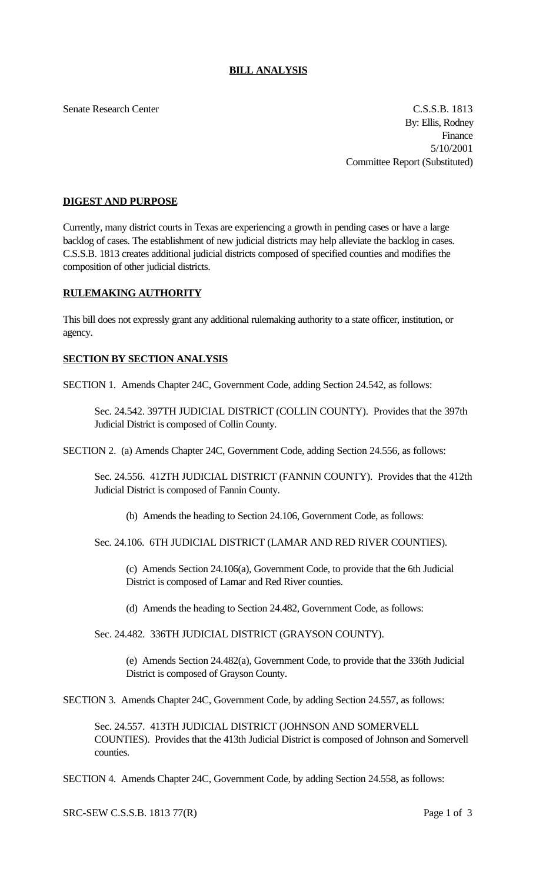**BILL ANALYSIS**

Senate Research Center

C.S.S.B. 1813
By: Ellis, Rodney
Finance
5/10/2001
Committee Report (Substituted)

**DIGEST AND PURPOSE**

Currently, many district courts in Texas are experiencing a growth in pending cases or have a large backlog of cases. The establishment of new judicial districts may help alleviate the backlog in cases. C.S.S.B. 1813 creates additional judicial districts composed of specified counties and modifies the composition of other judicial districts.

**RULEMAKING AUTHORITY**

This bill does not expressly grant any additional rulemaking authority to a state officer, institution, or agency.

**SECTION BY SECTION ANALYSIS**

SECTION 1. Amends Chapter 24C, Government Code, adding Section 24.542, as follows:

> Sec. 24.542. 397TH JUDICIAL DISTRICT (COLLIN COUNTY). Provides that the 397th Judicial District is composed of Collin County.

SECTION 2. (a) Amends Chapter 24C, Government Code, adding Section 24.556, as follows:

> Sec. 24.556. 412TH JUDICIAL DISTRICT (FANNIN COUNTY). Provides that the 412th Judicial District is composed of Fannin County.
>
> (b) Amends the heading to Section 24.106, Government Code, as follows:
>
> Sec. 24.106. 6TH JUDICIAL DISTRICT (LAMAR AND RED RIVER COUNTIES).
>
> (c) Amends Section 24.106(a), Government Code, to provide that the 6th Judicial District is composed of Lamar and Red River counties.
>
> (d) Amends the heading to Section 24.482, Government Code, as follows:
>
> Sec. 24.482. 336TH JUDICIAL DISTRICT (GRAYSON COUNTY).
>
> (e) Amends Section 24.482(a), Government Code, to provide that the 336th Judicial District is composed of Grayson County.

SECTION 3. Amends Chapter 24C, Government Code, by adding Section 24.557, as follows:

> Sec. 24.557. 413TH JUDICIAL DISTRICT (JOHNSON AND SOMERVELL COUNTIES). Provides that the 413th Judicial District is composed of Johnson and Somervell counties.

SECTION 4. Amends Chapter 24C, Government Code, by adding Section 24.558, as follows: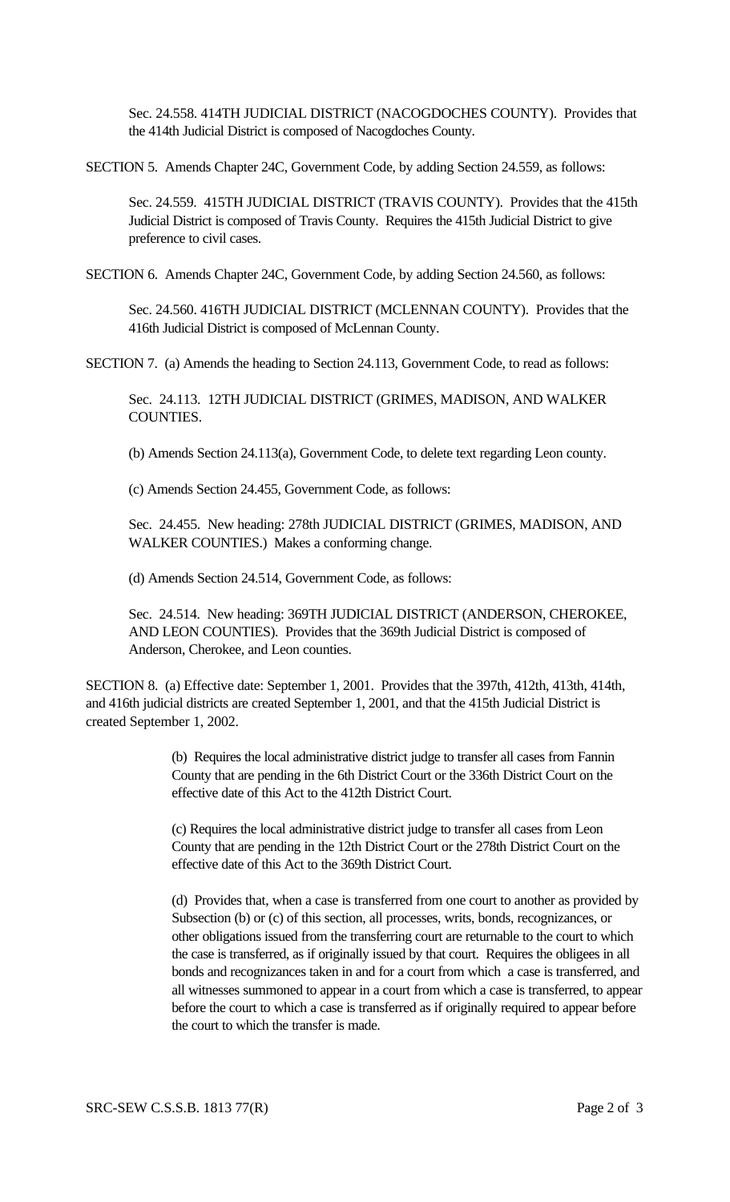Sec. 24.558. 414TH JUDICIAL DISTRICT (NACOGDOCHES COUNTY). Provides that the 414th Judicial District is composed of Nacogdoches County.

SECTION 5. Amends Chapter 24C, Government Code, by adding Section 24.559, as follows:

Sec. 24.559. 415TH JUDICIAL DISTRICT (TRAVIS COUNTY). Provides that the 415th Judicial District is composed of Travis County. Requires the 415th Judicial District to give preference to civil cases.

SECTION 6. Amends Chapter 24C, Government Code, by adding Section 24.560, as follows:

Sec. 24.560. 416TH JUDICIAL DISTRICT (MCLENNAN COUNTY). Provides that the 416th Judicial District is composed of McLennan County.

SECTION 7. (a) Amends the heading to Section 24.113, Government Code, to read as follows:

Sec. 24.113. 12TH JUDICIAL DISTRICT (GRIMES, MADISON, AND WALKER COUNTIES.

(b) Amends Section 24.113(a), Government Code, to delete text regarding Leon county.

(c) Amends Section 24.455, Government Code, as follows:

Sec. 24.455. New heading: 278th JUDICIAL DISTRICT (GRIMES, MADISON, AND WALKER COUNTIES.) Makes a conforming change.

(d) Amends Section 24.514, Government Code, as follows:

Sec. 24.514. New heading: 369TH JUDICIAL DISTRICT (ANDERSON, CHEROKEE, AND LEON COUNTIES). Provides that the 369th Judicial District is composed of Anderson, Cherokee, and Leon counties.

SECTION 8. (a) Effective date: September 1, 2001. Provides that the 397th, 412th, 413th, 414th, and 416th judicial districts are created September 1, 2001, and that the 415th Judicial District is created September 1, 2002.

(b) Requires the local administrative district judge to transfer all cases from Fannin County that are pending in the 6th District Court or the 336th District Court on the effective date of this Act to the 412th District Court.

(c) Requires the local administrative district judge to transfer all cases from Leon County that are pending in the 12th District Court or the 278th District Court on the effective date of this Act to the 369th District Court.

(d) Provides that, when a case is transferred from one court to another as provided by Subsection (b) or (c) of this section, all processes, writs, bonds, recognizances, or other obligations issued from the transferring court are returnable to the court to which the case is transferred, as if originally issued by that court. Requires the obligees in all bonds and recognizances taken in and for a court from which a case is transferred, and all witnesses summoned to appear in a court from which a case is transferred, to appear before the court to which a case is transferred as if originally required to appear before the court to which the transfer is made.

SRC-SEW C.S.S.B. 1813 77(R)